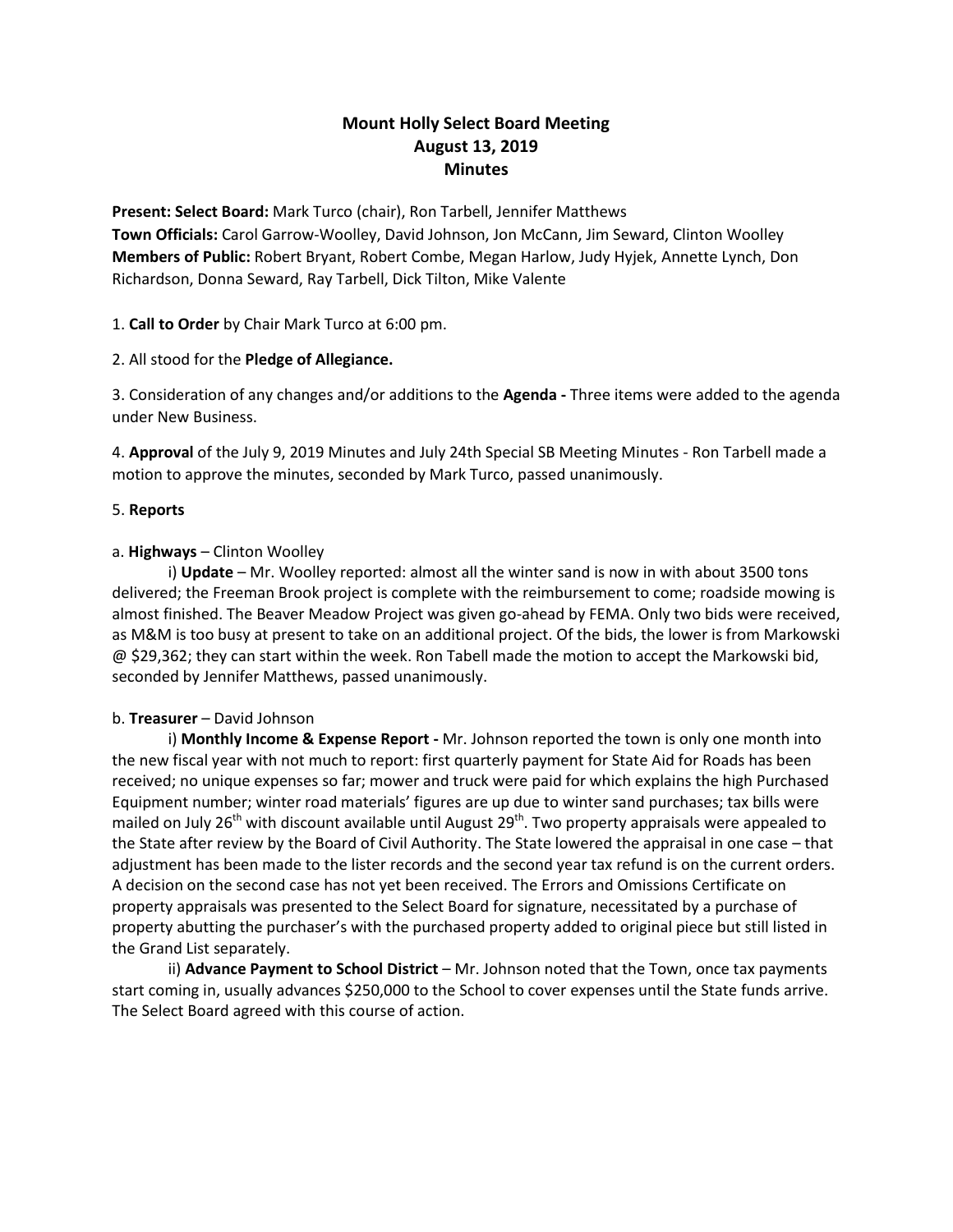# Mount Holly Select Board Meeting
## August 13, 2019
## Minutes

**Present: Select Board:** Mark Turco (chair), Ron Tarbell, Jennifer Matthews
**Town Officials:** Carol Garrow-Woolley, David Johnson, Jon McCann, Jim Seward, Clinton Woolley
**Members of Public:** Robert Bryant, Robert Combe, Megan Harlow, Judy Hyjek, Annette Lynch, Don Richardson, Donna Seward, Ray Tarbell, Dick Tilton, Mike Valente

1. **Call to Order** by Chair Mark Turco at 6:00 pm.

2. All stood for the **Pledge of Allegiance.**

3. Consideration of any changes and/or additions to the **Agenda -** Three items were added to the agenda under New Business.

4. **Approval** of the July 9, 2019 Minutes and July 24th Special SB Meeting Minutes - Ron Tarbell made a motion to approve the minutes, seconded by Mark Turco, passed unanimously.

5. **Reports**

a. **Highways** – Clinton Woolley

i) **Update** – Mr. Woolley reported: almost all the winter sand is now in with about 3500 tons delivered; the Freeman Brook project is complete with the reimbursement to come; roadside mowing is almost finished. The Beaver Meadow Project was given go-ahead by FEMA. Only two bids were received, as M&M is too busy at present to take on an additional project. Of the bids, the lower is from Markowski @ $29,362; they can start within the week. Ron Tabell made the motion to accept the Markowski bid, seconded by Jennifer Matthews, passed unanimously.

b. **Treasurer** – David Johnson

i) **Monthly Income & Expense Report -** Mr. Johnson reported the town is only one month into the new fiscal year with not much to report: first quarterly payment for State Aid for Roads has been received; no unique expenses so far; mower and truck were paid for which explains the high Purchased Equipment number; winter road materials' figures are up due to winter sand purchases; tax bills were mailed on July 26th with discount available until August 29th. Two property appraisals were appealed to the State after review by the Board of Civil Authority. The State lowered the appraisal in one case – that adjustment has been made to the lister records and the second year tax refund is on the current orders. A decision on the second case has not yet been received. The Errors and Omissions Certificate on property appraisals was presented to the Select Board for signature, necessitated by a purchase of property abutting the purchaser's with the purchased property added to original piece but still listed in the Grand List separately.

ii) **Advance Payment to School District** – Mr. Johnson noted that the Town, once tax payments start coming in, usually advances $250,000 to the School to cover expenses until the State funds arrive. The Select Board agreed with this course of action.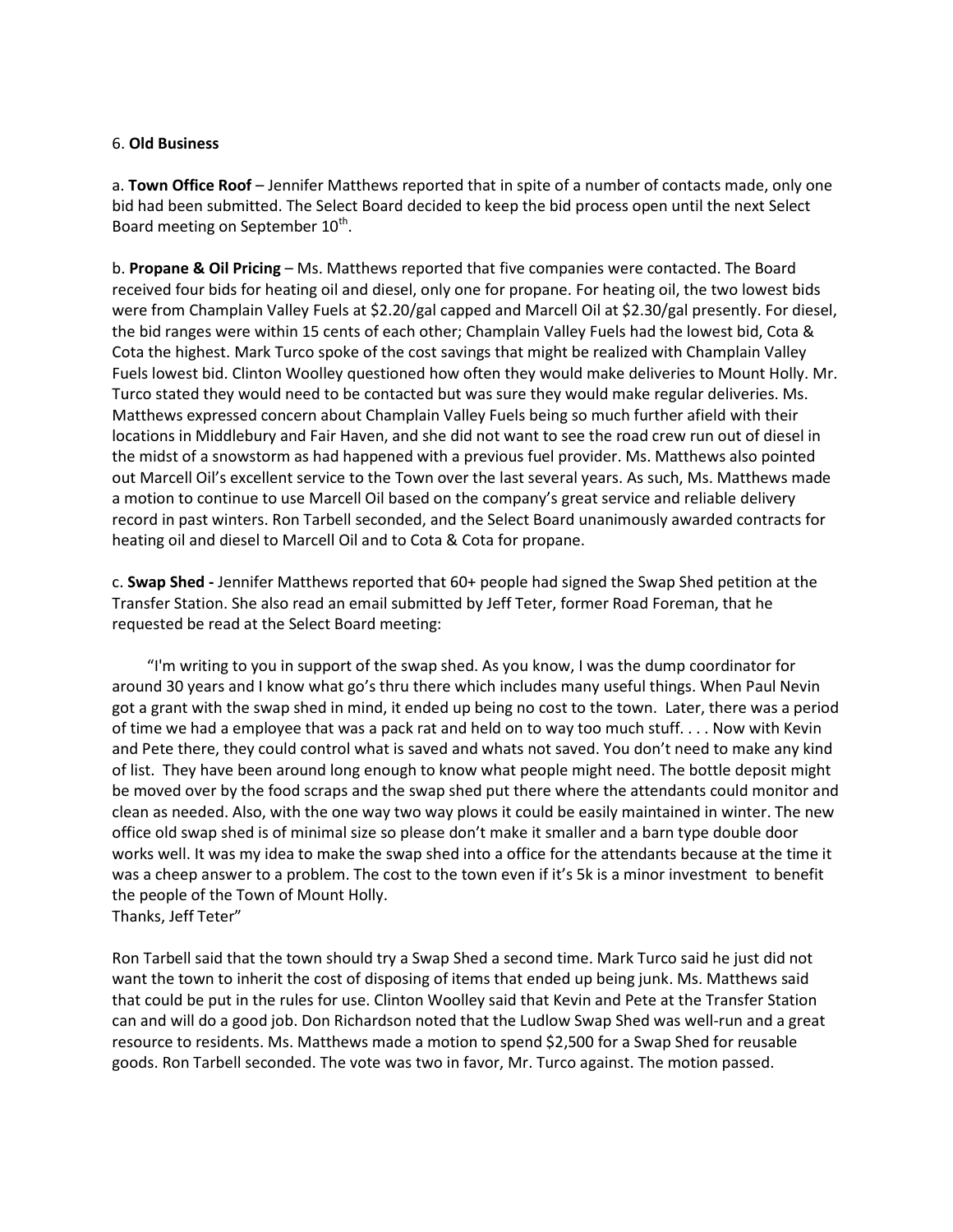6. **Old Business**

a. **Town Office Roof** – Jennifer Matthews reported that in spite of a number of contacts made, only one bid had been submitted. The Select Board decided to keep the bid process open until the next Select Board meeting on September 10th.

b. **Propane & Oil Pricing** – Ms. Matthews reported that five companies were contacted. The Board received four bids for heating oil and diesel, only one for propane. For heating oil, the two lowest bids were from Champlain Valley Fuels at $2.20/gal capped and Marcell Oil at $2.30/gal presently. For diesel, the bid ranges were within 15 cents of each other; Champlain Valley Fuels had the lowest bid, Cota & Cota the highest. Mark Turco spoke of the cost savings that might be realized with Champlain Valley Fuels lowest bid. Clinton Woolley questioned how often they would make deliveries to Mount Holly. Mr. Turco stated they would need to be contacted but was sure they would make regular deliveries. Ms. Matthews expressed concern about Champlain Valley Fuels being so much further afield with their locations in Middlebury and Fair Haven, and she did not want to see the road crew run out of diesel in the midst of a snowstorm as had happened with a previous fuel provider. Ms. Matthews also pointed out Marcell Oil's excellent service to the Town over the last several years. As such, Ms. Matthews made a motion to continue to use Marcell Oil based on the company's great service and reliable delivery record in past winters. Ron Tarbell seconded, and the Select Board unanimously awarded contracts for heating oil and diesel to Marcell Oil and to Cota & Cota for propane.

c. **Swap Shed -** Jennifer Matthews reported that 60+ people had signed the Swap Shed petition at the Transfer Station. She also read an email submitted by Jeff Teter, former Road Foreman, that he requested be read at the Select Board meeting:

"I'm writing to you in support of the swap shed. As you know, I was the dump coordinator for around 30 years and I know what go's thru there which includes many useful things. When Paul Nevin got a grant with the swap shed in mind, it ended up being no cost to the town. Later, there was a period of time we had a employee that was a pack rat and held on to way too much stuff. . . . Now with Kevin and Pete there, they could control what is saved and whats not saved. You don't need to make any kind of list. They have been around long enough to know what people might need. The bottle deposit might be moved over by the food scraps and the swap shed put there where the attendants could monitor and clean as needed. Also, with the one way two way plows it could be easily maintained in winter. The new office old swap shed is of minimal size so please don't make it smaller and a barn type double door works well. It was my idea to make the swap shed into a office for the attendants because at the time it was a cheep answer to a problem. The cost to the town even if it's 5k is a minor investment to benefit the people of the Town of Mount Holly.
Thanks, Jeff Teter"

Ron Tarbell said that the town should try a Swap Shed a second time. Mark Turco said he just did not want the town to inherit the cost of disposing of items that ended up being junk. Ms. Matthews said that could be put in the rules for use. Clinton Woolley said that Kevin and Pete at the Transfer Station can and will do a good job. Don Richardson noted that the Ludlow Swap Shed was well-run and a great resource to residents. Ms. Matthews made a motion to spend $2,500 for a Swap Shed for reusable goods. Ron Tarbell seconded. The vote was two in favor, Mr. Turco against. The motion passed.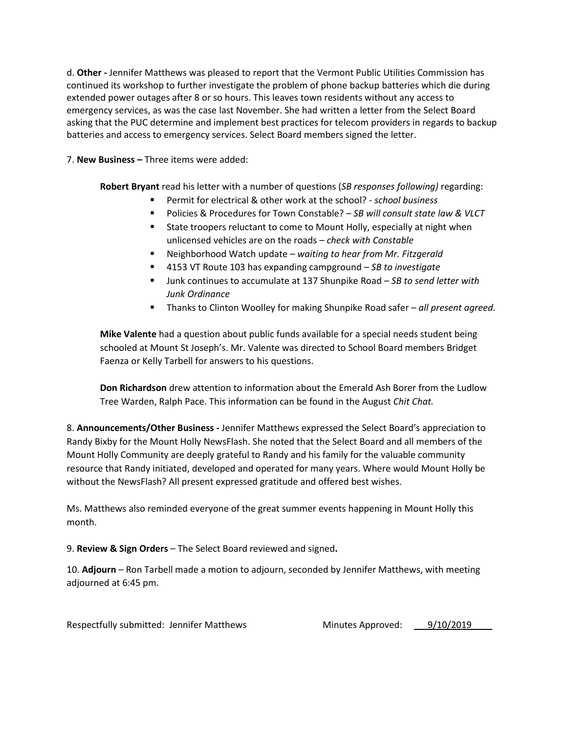d. **Other -** Jennifer Matthews was pleased to report that the Vermont Public Utilities Commission has continued its workshop to further investigate the problem of phone backup batteries which die during extended power outages after 8 or so hours. This leaves town residents without any access to emergency services, as was the case last November. She had written a letter from the Select Board asking that the PUC determine and implement best practices for telecom providers in regards to backup batteries and access to emergency services. Select Board members signed the letter.

7. **New Business –** Three items were added:

**Robert Bryant** read his letter with a number of questions (*SB responses following)* regarding:

- Permit for electrical & other work at the school? - *school business*
- Policies & Procedures for Town Constable? – *SB will consult state law & VLCT*
- State troopers reluctant to come to Mount Holly, especially at night when unlicensed vehicles are on the roads – *check with Constable*
- Neighborhood Watch update – *waiting to hear from Mr. Fitzgerald*
- 4153 VT Route 103 has expanding campground – *SB to investigate*
- Junk continues to accumulate at 137 Shunpike Road – *SB to send letter with Junk Ordinance*
- Thanks to Clinton Woolley for making Shunpike Road safer – *all present agreed.*

**Mike Valente** had a question about public funds available for a special needs student being schooled at Mount St Joseph's. Mr. Valente was directed to School Board members Bridget Faenza or Kelly Tarbell for answers to his questions.

**Don Richardson** drew attention to information about the Emerald Ash Borer from the Ludlow Tree Warden, Ralph Pace. This information can be found in the August *Chit Chat.*

8. **Announcements/Other Business -** Jennifer Matthews expressed the Select Board's appreciation to Randy Bixby for the Mount Holly NewsFlash. She noted that the Select Board and all members of the Mount Holly Community are deeply grateful to Randy and his family for the valuable community resource that Randy initiated, developed and operated for many years. Where would Mount Holly be without the NewsFlash? All present expressed gratitude and offered best wishes.

Ms. Matthews also reminded everyone of the great summer events happening in Mount Holly this month.

9. **Review & Sign Orders** – The Select Board reviewed and signed**.**

10. **Adjourn** – Ron Tarbell made a motion to adjourn, seconded by Jennifer Matthews, with meeting adjourned at 6:45 pm.

Respectfully submitted: Jennifer Matthews          Minutes Approved: 9/10/2019